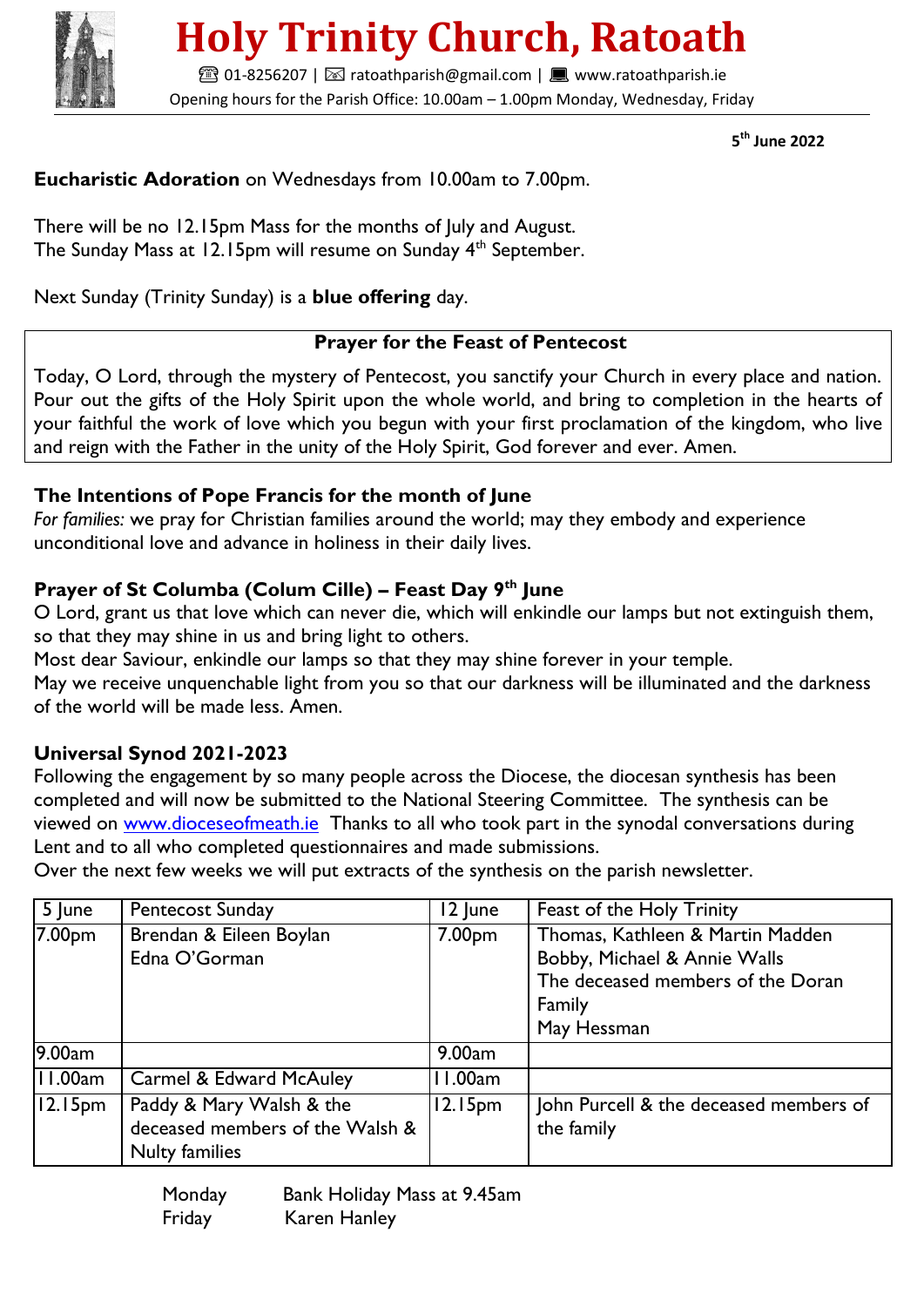# Holy Trinity Church, Ratoath

☎ 01-8256207 | ✉ ratoathparish@gmail.com | 💻 www.ratoathparish.ie

Opening hours for the Parish Office: 10.00am – 1.00pm Monday, Wednesday, Friday

**5th June 2022**

**Eucharistic Adoration** on Wednesdays from 10.00am to 7.00pm.

There will be no 12.15pm Mass for the months of July and August.
The Sunday Mass at 12.15pm will resume on Sunday 4th September.

Next Sunday (Trinity Sunday) is a **blue offering** day.

**Prayer for the Feast of Pentecost**

Today, O Lord, through the mystery of Pentecost, you sanctify your Church in every place and nation. Pour out the gifts of the Holy Spirit upon the whole world, and bring to completion in the hearts of your faithful the work of love which you begun with your first proclamation of the kingdom, who live and reign with the Father in the unity of the Holy Spirit, God forever and ever. Amen.

### The Intentions of Pope Francis for the month of June

*For families:* we pray for Christian families around the world; may they embody and experience unconditional love and advance in holiness in their daily lives.

### Prayer of St Columba (Colum Cille) – Feast Day 9th June

O Lord, grant us that love which can never die, which will enkindle our lamps but not extinguish them, so that they may shine in us and bring light to others.
Most dear Saviour, enkindle our lamps so that they may shine forever in your temple.
May we receive unquenchable light from you so that our darkness will be illuminated and the darkness of the world will be made less. Amen.

### Universal Synod 2021-2023

Following the engagement by so many people across the Diocese, the diocesan synthesis has been completed and will now be submitted to the National Steering Committee. The synthesis can be viewed on www.dioceseofmeath.ie Thanks to all who took part in the synodal conversations during Lent and to all who completed questionnaires and made submissions.
Over the next few weeks we will put extracts of the synthesis on the parish newsletter.

| 5 June | Pentecost Sunday | 12 June | Feast of the Holy Trinity |
|---|---|---|---|
| 7.00pm | Brendan & Eileen Boylan<br>Edna O'Gorman | 7.00pm | Thomas, Kathleen & Martin Madden<br>Bobby, Michael & Annie Walls<br>The deceased members of the Doran Family<br>May Hessman |
| 9.00am | | 9.00am | |
| 11.00am | Carmel & Edward McAuley | 11.00am | |
| 12.15pm | Paddy & Mary Walsh & the deceased members of the Walsh & Nulty families | 12.15pm | John Purcell & the deceased members of the family |

Monday    Bank Holiday Mass at 9.45am
Friday    Karen Hanley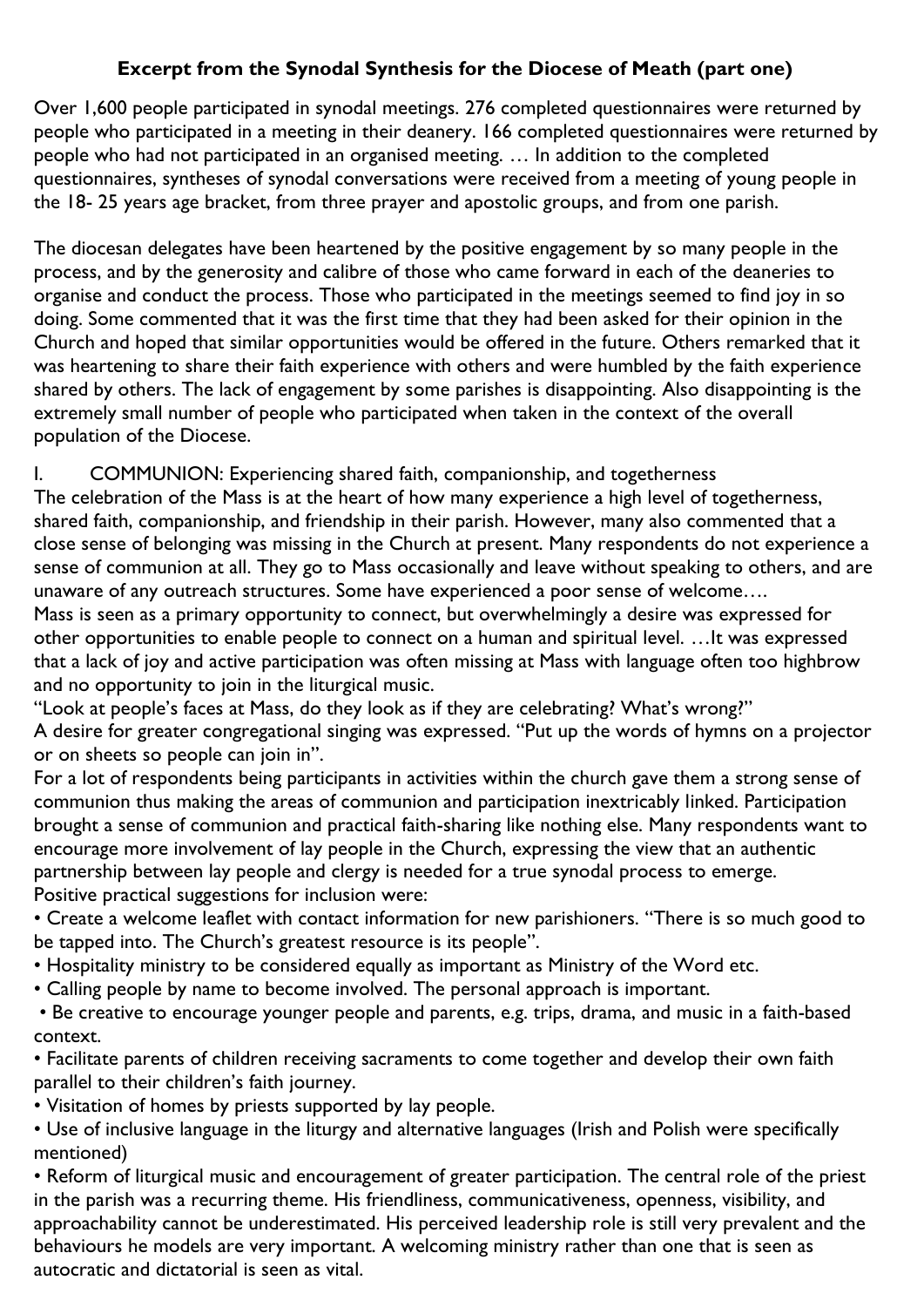## Excerpt from the Synodal Synthesis for the Diocese of Meath (part one)

Over 1,600 people participated in synodal meetings. 276 completed questionnaires were returned by people who participated in a meeting in their deanery. 166 completed questionnaires were returned by people who had not participated in an organised meeting. … In addition to the completed questionnaires, syntheses of synodal conversations were received from a meeting of young people in the 18- 25 years age bracket, from three prayer and apostolic groups, and from one parish.

The diocesan delegates have been heartened by the positive engagement by so many people in the process, and by the generosity and calibre of those who came forward in each of the deaneries to organise and conduct the process. Those who participated in the meetings seemed to find joy in so doing. Some commented that it was the first time that they had been asked for their opinion in the Church and hoped that similar opportunities would be offered in the future. Others remarked that it was heartening to share their faith experience with others and were humbled by the faith experience shared by others. The lack of engagement by some parishes is disappointing. Also disappointing is the extremely small number of people who participated when taken in the context of the overall population of the Diocese.

I. COMMUNION: Experiencing shared faith, companionship, and togetherness

The celebration of the Mass is at the heart of how many experience a high level of togetherness, shared faith, companionship, and friendship in their parish. However, many also commented that a close sense of belonging was missing in the Church at present. Many respondents do not experience a sense of communion at all. They go to Mass occasionally and leave without speaking to others, and are unaware of any outreach structures. Some have experienced a poor sense of welcome….

Mass is seen as a primary opportunity to connect, but overwhelmingly a desire was expressed for other opportunities to enable people to connect on a human and spiritual level. …It was expressed that a lack of joy and active participation was often missing at Mass with language often too highbrow and no opportunity to join in the liturgical music.

"Look at people's faces at Mass, do they look as if they are celebrating? What's wrong?"

A desire for greater congregational singing was expressed. "Put up the words of hymns on a projector or on sheets so people can join in".

For a lot of respondents being participants in activities within the church gave them a strong sense of communion thus making the areas of communion and participation inextricably linked. Participation brought a sense of communion and practical faith-sharing like nothing else. Many respondents want to encourage more involvement of lay people in the Church, expressing the view that an authentic partnership between lay people and clergy is needed for a true synodal process to emerge.

Positive practical suggestions for inclusion were:

- Create a welcome leaflet with contact information for new parishioners. "There is so much good to be tapped into. The Church's greatest resource is its people".
- Hospitality ministry to be considered equally as important as Ministry of the Word etc.
- Calling people by name to become involved. The personal approach is important.
- Be creative to encourage younger people and parents, e.g. trips, drama, and music in a faith-based context.
- Facilitate parents of children receiving sacraments to come together and develop their own faith parallel to their children's faith journey.
- Visitation of homes by priests supported by lay people.
- Use of inclusive language in the liturgy and alternative languages (Irish and Polish were specifically mentioned)
- Reform of liturgical music and encouragement of greater participation. The central role of the priest in the parish was a recurring theme. His friendliness, communicativeness, openness, visibility, and approachability cannot be underestimated. His perceived leadership role is still very prevalent and the behaviours he models are very important. A welcoming ministry rather than one that is seen as autocratic and dictatorial is seen as vital.